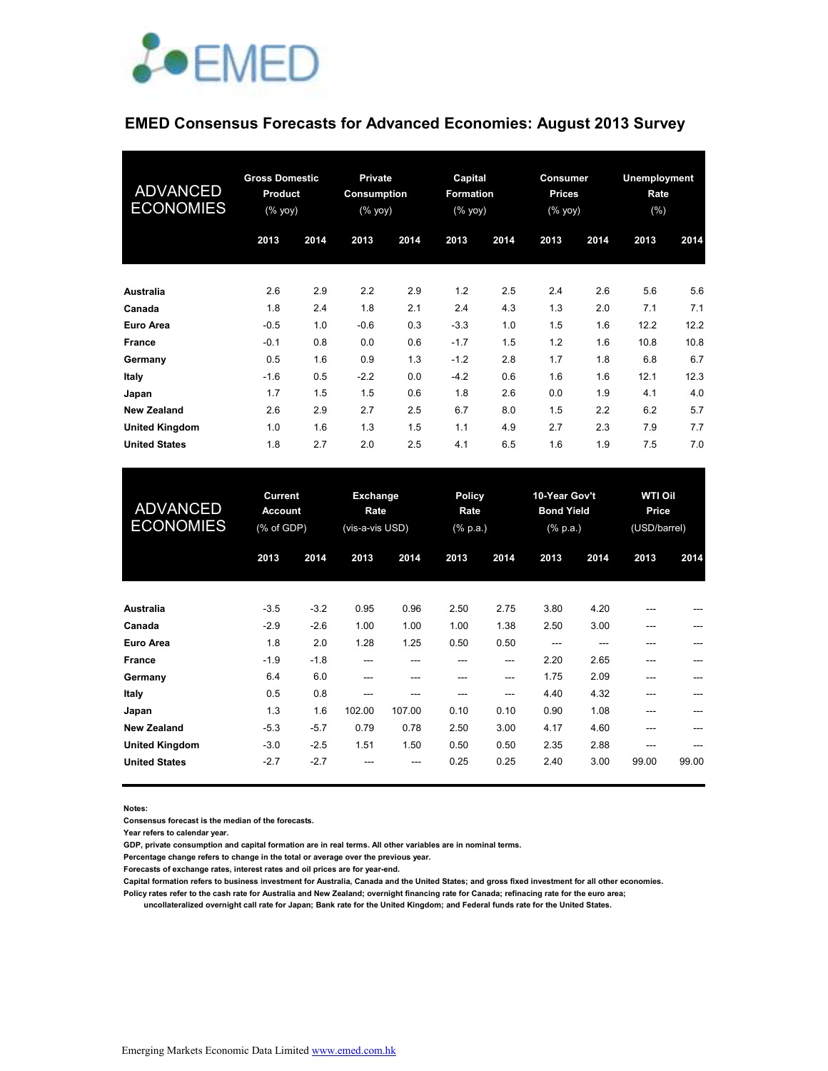EMED

# EMED Consensus Forecasts for Advanced Economies: August 2013 Survey

| ADVANCED ECONOMIES | Gross Domestic Product (% yoy) | | Private Consumption (% yoy) | | Capital Formation (% yoy) | | Consumer Prices (% yoy) | | Unemployment Rate (%) | |
|---|---|---|---|---|---|---|---|---|---|---|
| | 2013 | 2014 | 2013 | 2014 | 2013 | 2014 | 2013 | 2014 | 2013 | 2014 |
| **Australia** | 2.6 | 2.9 | 2.2 | 2.9 | 1.2 | 2.5 | 2.4 | 2.6 | 5.6 | 5.6 |
| **Canada** | 1.8 | 2.4 | 1.8 | 2.1 | 2.4 | 4.3 | 1.3 | 2.0 | 7.1 | 7.1 |
| **Euro Area** | -0.5 | 1.0 | -0.6 | 0.3 | -3.3 | 1.0 | 1.5 | 1.6 | 12.2 | 12.2 |
| **France** | -0.1 | 0.8 | 0.0 | 0.6 | -1.7 | 1.5 | 1.2 | 1.6 | 10.8 | 10.8 |
| **Germany** | 0.5 | 1.6 | 0.9 | 1.3 | -1.2 | 2.8 | 1.7 | 1.8 | 6.8 | 6.7 |
| **Italy** | -1.6 | 0.5 | -2.2 | 0.0 | -4.2 | 0.6 | 1.6 | 1.6 | 12.1 | 12.3 |
| **Japan** | 1.7 | 1.5 | 1.5 | 0.6 | 1.8 | 2.6 | 0.0 | 1.9 | 4.1 | 4.0 |
| **New Zealand** | 2.6 | 2.9 | 2.7 | 2.5 | 6.7 | 8.0 | 1.5 | 2.2 | 6.2 | 5.7 |
| **United Kingdom** | 1.0 | 1.6 | 1.3 | 1.5 | 1.1 | 4.9 | 2.7 | 2.3 | 7.9 | 7.7 |
| **United States** | 1.8 | 2.7 | 2.0 | 2.5 | 4.1 | 6.5 | 1.6 | 1.9 | 7.5 | 7.0 |

| ADVANCED ECONOMIES | Current Account (% of GDP) | | Exchange Rate (vis-a-vis USD) | | Policy Rate (% p.a.) | | 10-Year Gov't Bond Yield (% p.a.) | | WTI Oil Price (USD/barrel) | |
|---|---|---|---|---|---|---|---|---|---|---|
| | 2013 | 2014 | 2013 | 2014 | 2013 | 2014 | 2013 | 2014 | 2013 | 2014 |
| **Australia** | -3.5 | -3.2 | 0.95 | 0.96 | 2.50 | 2.75 | 3.80 | 4.20 | --- | --- |
| **Canada** | -2.9 | -2.6 | 1.00 | 1.00 | 1.00 | 1.38 | 2.50 | 3.00 | --- | --- |
| **Euro Area** | 1.8 | 2.0 | 1.28 | 1.25 | 0.50 | 0.50 | --- | --- | --- | --- |
| **France** | -1.9 | -1.8 | --- | --- | --- | --- | 2.20 | 2.65 | --- | --- |
| **Germany** | 6.4 | 6.0 | --- | --- | --- | --- | 1.75 | 2.09 | --- | --- |
| **Italy** | 0.5 | 0.8 | --- | --- | --- | --- | 4.40 | 4.32 | --- | --- |
| **Japan** | 1.3 | 1.6 | 102.00 | 107.00 | 0.10 | 0.10 | 0.90 | 1.08 | --- | --- |
| **New Zealand** | -5.3 | -5.7 | 0.79 | 0.78 | 2.50 | 3.00 | 4.17 | 4.60 | --- | --- |
| **United Kingdom** | -3.0 | -2.5 | 1.51 | 1.50 | 0.50 | 0.50 | 2.35 | 2.88 | --- | --- |
| **United States** | -2.7 | -2.7 | --- | --- | 0.25 | 0.25 | 2.40 | 3.00 | 99.00 | 99.00 |

**Notes:**
**Consensus forecast is the median of the forecasts.**
**Year refers to calendar year.**
**GDP, private consumption and capital formation are in real terms. All other variables are in nominal terms.**
**Percentage change refers to change in the total or average over the previous year.**
**Forecasts of exchange rates, interest rates and oil prices are for year-end.**
**Capital formation refers to business investment for Australia, Canada and the United States; and gross fixed investment for all other economies.**
**Policy rates refer to the cash rate for Australia and New Zealand; overnight financing rate for Canada; refinacing rate for the euro area; uncollateralized overnight call rate for Japan; Bank rate for the United Kingdom; and Federal funds rate for the United States.**

Emerging Markets Economic Data Limited www.emed.com.hk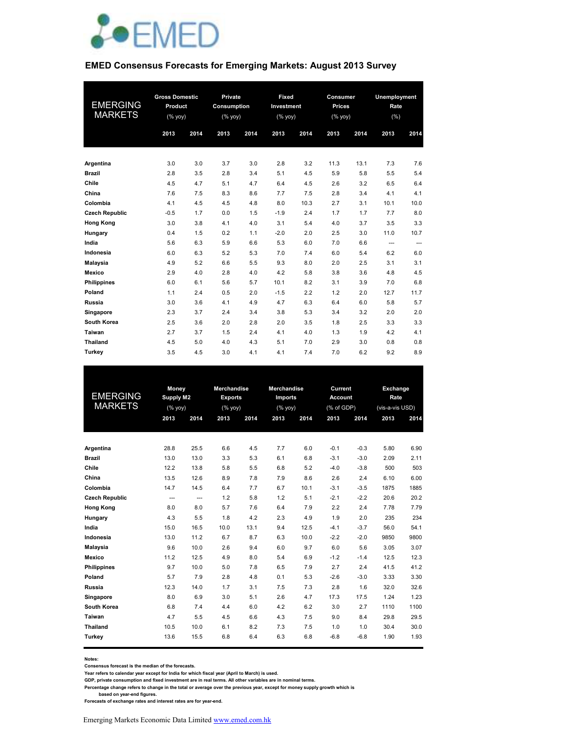# EMED Consensus Forecasts for Emerging Markets: August 2013 Survey

| EMERGING MARKETS | Gross Domestic Product (% yoy) | | Private Consumption (% yoy) | | Fixed Investment (% yoy) | | Consumer Prices (% yoy) | | Unemployment Rate (%) | |
|---|---|---|---|---|---|---|---|---|---|---|
| | 2013 | 2014 | 2013 | 2014 | 2013 | 2014 | 2013 | 2014 | 2013 | 2014 |
| **Argentina** | 3.0 | 3.0 | 3.7 | 3.0 | 2.8 | 3.2 | 11.3 | 13.1 | 7.3 | 7.6 |
| **Brazil** | 2.8 | 3.5 | 2.8 | 3.4 | 5.1 | 4.5 | 5.9 | 5.8 | 5.5 | 5.4 |
| **Chile** | 4.5 | 4.7 | 5.1 | 4.7 | 6.4 | 4.5 | 2.6 | 3.2 | 6.5 | 6.4 |
| **China** | 7.6 | 7.5 | 8.3 | 8.6 | 7.7 | 7.5 | 2.8 | 3.4 | 4.1 | 4.1 |
| **Colombia** | 4.1 | 4.5 | 4.5 | 4.8 | 8.0 | 10.3 | 2.7 | 3.1 | 10.1 | 10.0 |
| **Czech Republic** | -0.5 | 1.7 | 0.0 | 1.5 | -1.9 | 2.4 | 1.7 | 1.7 | 7.7 | 8.0 |
| **Hong Kong** | 3.0 | 3.8 | 4.1 | 4.0 | 3.1 | 5.4 | 4.0 | 3.7 | 3.5 | 3.3 |
| **Hungary** | 0.4 | 1.5 | 0.2 | 1.1 | -2.0 | 2.0 | 2.5 | 3.0 | 11.0 | 10.7 |
| **India** | 5.6 | 6.3 | 5.9 | 6.6 | 5.3 | 6.0 | 7.0 | 6.6 | --- | --- |
| **Indonesia** | 6.0 | 6.3 | 5.2 | 5.3 | 7.0 | 7.4 | 6.0 | 5.4 | 6.2 | 6.0 |
| **Malaysia** | 4.9 | 5.2 | 6.6 | 5.5 | 9.3 | 8.0 | 2.0 | 2.5 | 3.1 | 3.1 |
| **Mexico** | 2.9 | 4.0 | 2.8 | 4.0 | 4.2 | 5.8 | 3.8 | 3.6 | 4.8 | 4.5 |
| **Philippines** | 6.0 | 6.1 | 5.6 | 5.7 | 10.1 | 8.2 | 3.1 | 3.9 | 7.0 | 6.8 |
| **Poland** | 1.1 | 2.4 | 0.5 | 2.0 | -1.5 | 2.2 | 1.2 | 2.0 | 12.7 | 11.7 |
| **Russia** | 3.0 | 3.6 | 4.1 | 4.9 | 4.7 | 6.3 | 6.4 | 6.0 | 5.8 | 5.7 |
| **Singapore** | 2.3 | 3.7 | 2.4 | 3.4 | 3.8 | 5.3 | 3.4 | 3.2 | 2.0 | 2.0 |
| **South Korea** | 2.5 | 3.6 | 2.0 | 2.8 | 2.0 | 3.5 | 1.8 | 2.5 | 3.3 | 3.3 |
| **Taiwan** | 2.7 | 3.7 | 1.5 | 2.4 | 4.1 | 4.0 | 1.3 | 1.9 | 4.2 | 4.1 |
| **Thailand** | 4.5 | 5.0 | 4.0 | 4.3 | 5.1 | 7.0 | 2.9 | 3.0 | 0.8 | 0.8 |
| **Turkey** | 3.5 | 4.5 | 3.0 | 4.1 | 4.1 | 7.4 | 7.0 | 6.2 | 9.2 | 8.9 |

| EMERGING MARKETS | Money Supply M2 (% yoy) | | Merchandise Exports (% yoy) | | Merchandise Imports (% yoy) | | Current Account (% of GDP) | | Exchange Rate (vis-a-vis USD) | |
|---|---|---|---|---|---|---|---|---|---|---|
| | 2013 | 2014 | 2013 | 2014 | 2013 | 2014 | 2013 | 2014 | 2013 | 2014 |
| **Argentina** | 28.8 | 25.5 | 6.6 | 4.5 | 7.7 | 6.0 | -0.1 | -0.3 | 5.80 | 6.90 |
| **Brazil** | 13.0 | 13.0 | 3.3 | 5.3 | 6.1 | 6.8 | -3.1 | -3.0 | 2.09 | 2.11 |
| **Chile** | 12.2 | 13.8 | 5.8 | 5.5 | 6.8 | 5.2 | -4.0 | -3.8 | 500 | 503 |
| **China** | 13.5 | 12.6 | 8.9 | 7.8 | 7.9 | 8.6 | 2.6 | 2.4 | 6.10 | 6.00 |
| **Colombia** | 14.7 | 14.5 | 6.4 | 7.7 | 6.7 | 10.1 | -3.1 | -3.5 | 1875 | 1885 |
| **Czech Republic** | --- | --- | 1.2 | 5.8 | 1.2 | 5.1 | -2.1 | -2.2 | 20.6 | 20.2 |
| **Hong Kong** | 8.0 | 8.0 | 5.7 | 7.6 | 6.4 | 7.9 | 2.2 | 2.4 | 7.78 | 7.79 |
| **Hungary** | 4.3 | 5.5 | 1.8 | 4.2 | 2.3 | 4.9 | 1.9 | 2.0 | 235 | 234 |
| **India** | 15.0 | 16.5 | 10.0 | 13.1 | 9.4 | 12.5 | -4.1 | -3.7 | 56.0 | 54.1 |
| **Indonesia** | 13.0 | 11.2 | 6.7 | 8.7 | 6.3 | 10.0 | -2.2 | -2.0 | 9850 | 9800 |
| **Malaysia** | 9.6 | 10.0 | 2.6 | 9.4 | 6.0 | 9.7 | 6.0 | 5.6 | 3.05 | 3.07 |
| **Mexico** | 11.2 | 12.5 | 4.9 | 8.0 | 5.4 | 6.9 | -1.2 | -1.4 | 12.5 | 12.3 |
| **Philippines** | 9.7 | 10.0 | 5.0 | 7.8 | 6.5 | 7.9 | 2.7 | 2.4 | 41.5 | 41.2 |
| **Poland** | 5.7 | 7.9 | 2.8 | 4.8 | 0.1 | 5.3 | -2.6 | -3.0 | 3.33 | 3.30 |
| **Russia** | 12.3 | 14.0 | 1.7 | 3.1 | 7.5 | 7.3 | 2.8 | 1.6 | 32.0 | 32.6 |
| **Singapore** | 8.0 | 6.9 | 3.0 | 5.1 | 2.6 | 4.7 | 17.3 | 17.5 | 1.24 | 1.23 |
| **South Korea** | 6.8 | 7.4 | 4.4 | 6.0 | 4.2 | 6.2 | 3.0 | 2.7 | 1110 | 1100 |
| **Taiwan** | 4.7 | 5.5 | 4.5 | 6.6 | 4.3 | 7.5 | 9.0 | 8.4 | 29.8 | 29.5 |
| **Thailand** | 10.5 | 10.0 | 6.1 | 8.2 | 7.3 | 7.5 | 1.0 | 1.0 | 30.4 | 30.0 |
| **Turkey** | 13.6 | 15.5 | 6.8 | 6.4 | 6.3 | 6.8 | -6.8 | -6.8 | 1.90 | 1.93 |

**Notes:**
**Consensus forecast is the median of the forecasts.**
**Year refers to calendar year except for India for which fiscal year (April to March) is used.**
**GDP, private consumption and fixed investment are in real terms. All other variables are in nominal terms.**
**Percentage change refers to change in the total or average over the previous year, except for money supply growth which is based on year-end figures.**
**Forecasts of exchange rates and interest rates are for year-end.**

Emerging Markets Economic Data Limited www.emed.com.hk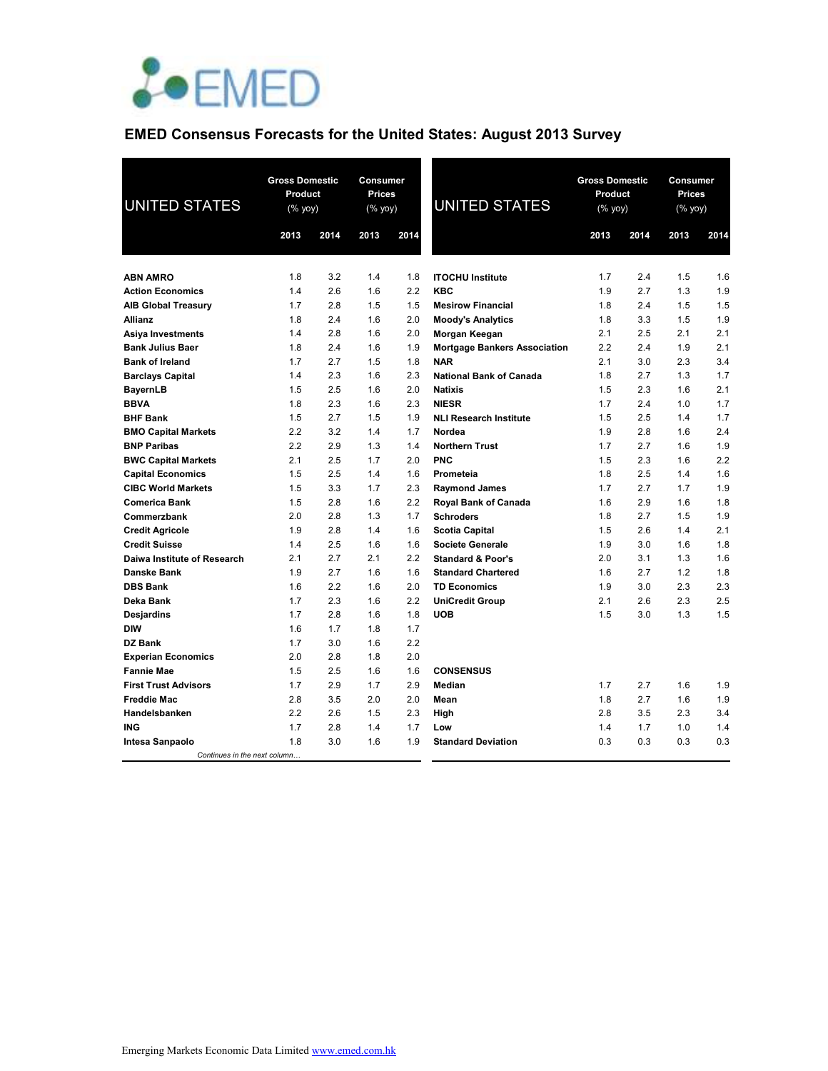EMED

## EMED Consensus Forecasts for the United States: August 2013 Survey

| UNITED STATES | Gross Domestic Product (% yoy) | | Consumer Prices (% yoy) | |
|---|---|---|---|---|
| | 2013 | 2014 | 2013 | 2014 |
| **ABN AMRO** | 1.8 | 3.2 | 1.4 | 1.8 |
| **Action Economics** | 1.4 | 2.6 | 1.6 | 2.2 |
| **AIB Global Treasury** | 1.7 | 2.8 | 1.5 | 1.5 |
| **Allianz** | 1.8 | 2.4 | 1.6 | 2.0 |
| **Asiya Investments** | 1.4 | 2.8 | 1.6 | 2.0 |
| **Bank Julius Baer** | 1.8 | 2.4 | 1.6 | 1.9 |
| **Bank of Ireland** | 1.7 | 2.7 | 1.5 | 1.8 |
| **Barclays Capital** | 1.4 | 2.3 | 1.6 | 2.3 |
| **BayernLB** | 1.5 | 2.5 | 1.6 | 2.0 |
| **BBVA** | 1.8 | 2.3 | 1.6 | 2.3 |
| **BHF Bank** | 1.5 | 2.7 | 1.5 | 1.9 |
| **BMO Capital Markets** | 2.2 | 3.2 | 1.4 | 1.7 |
| **BNP Paribas** | 2.2 | 2.9 | 1.3 | 1.4 |
| **BWC Capital Markets** | 2.1 | 2.5 | 1.7 | 2.0 |
| **Capital Economics** | 1.5 | 2.5 | 1.4 | 1.6 |
| **CIBC World Markets** | 1.5 | 3.3 | 1.7 | 2.3 |
| **Comerica Bank** | 1.5 | 2.8 | 1.6 | 2.2 |
| **Commerzbank** | 2.0 | 2.8 | 1.3 | 1.7 |
| **Credit Agricole** | 1.9 | 2.8 | 1.4 | 1.6 |
| **Credit Suisse** | 1.4 | 2.5 | 1.6 | 1.6 |
| **Daiwa Institute of Research** | 2.1 | 2.7 | 2.1 | 2.2 |
| **Danske Bank** | 1.9 | 2.7 | 1.6 | 1.6 |
| **DBS Bank** | 1.6 | 2.2 | 1.6 | 2.0 |
| **Deka Bank** | 1.7 | 2.3 | 1.6 | 2.2 |
| **Desjardins** | 1.7 | 2.8 | 1.6 | 1.8 |
| **DIW** | 1.6 | 1.7 | 1.8 | 1.7 |
| **DZ Bank** | 1.7 | 3.0 | 1.6 | 2.2 |
| **Experian Economics** | 2.0 | 2.8 | 1.8 | 2.0 |
| **Fannie Mae** | 1.5 | 2.5 | 1.6 | 1.6 |
| **First Trust Advisors** | 1.7 | 2.9 | 1.7 | 2.9 |
| **Freddie Mac** | 2.8 | 3.5 | 2.0 | 2.0 |
| **Handelsbanken** | 2.2 | 2.6 | 1.5 | 2.3 |
| **ING** | 1.7 | 2.8 | 1.4 | 1.7 |
| **Intesa Sanpaolo** | 1.8 | 3.0 | 1.6 | 1.9 |
| **ITOCHU Institute** | 1.7 | 2.4 | 1.5 | 1.6 |
| **KBC** | 1.9 | 2.7 | 1.3 | 1.9 |
| **Mesirow Financial** | 1.8 | 2.4 | 1.5 | 1.5 |
| **Moody's Analytics** | 1.8 | 3.3 | 1.5 | 1.9 |
| **Morgan Keegan** | 2.1 | 2.5 | 2.1 | 2.1 |
| **Mortgage Bankers Association** | 2.2 | 2.4 | 1.9 | 2.1 |
| **NAR** | 2.1 | 3.0 | 2.3 | 3.4 |
| **National Bank of Canada** | 1.8 | 2.7 | 1.3 | 1.7 |
| **Natixis** | 1.5 | 2.3 | 1.6 | 2.1 |
| **NIESR** | 1.7 | 2.4 | 1.0 | 1.7 |
| **NLI Research Institute** | 1.5 | 2.5 | 1.4 | 1.7 |
| **Nordea** | 1.9 | 2.8 | 1.6 | 2.4 |
| **Northern Trust** | 1.7 | 2.7 | 1.6 | 1.9 |
| **PNC** | 1.5 | 2.3 | 1.6 | 2.2 |
| **Prometeia** | 1.8 | 2.5 | 1.4 | 1.6 |
| **Raymond James** | 1.7 | 2.7 | 1.7 | 1.9 |
| **Royal Bank of Canada** | 1.6 | 2.9 | 1.6 | 1.8 |
| **Schroders** | 1.8 | 2.7 | 1.5 | 1.9 |
| **Scotia Capital** | 1.5 | 2.6 | 1.4 | 2.1 |
| **Societe Generale** | 1.9 | 3.0 | 1.6 | 1.8 |
| **Standard & Poor's** | 2.0 | 3.1 | 1.3 | 1.6 |
| **Standard Chartered** | 1.6 | 2.7 | 1.2 | 1.8 |
| **TD Economics** | 1.9 | 3.0 | 2.3 | 2.3 |
| **UniCredit Group** | 2.1 | 2.6 | 2.3 | 2.5 |
| **UOB** | 1.5 | 3.0 | 1.3 | 1.5 |
| **CONSENSUS** | | | | |
| **Median** | 1.7 | 2.7 | 1.6 | 1.9 |
| **Mean** | 1.8 | 2.7 | 1.6 | 1.9 |
| **High** | 2.8 | 3.5 | 2.3 | 3.4 |
| **Low** | 1.4 | 1.7 | 1.0 | 1.4 |
| **Standard Deviation** | 0.3 | 0.3 | 0.3 | 0.3 |

*Continues in the next column…*

Emerging Markets Economic Data Limited www.emed.com.hk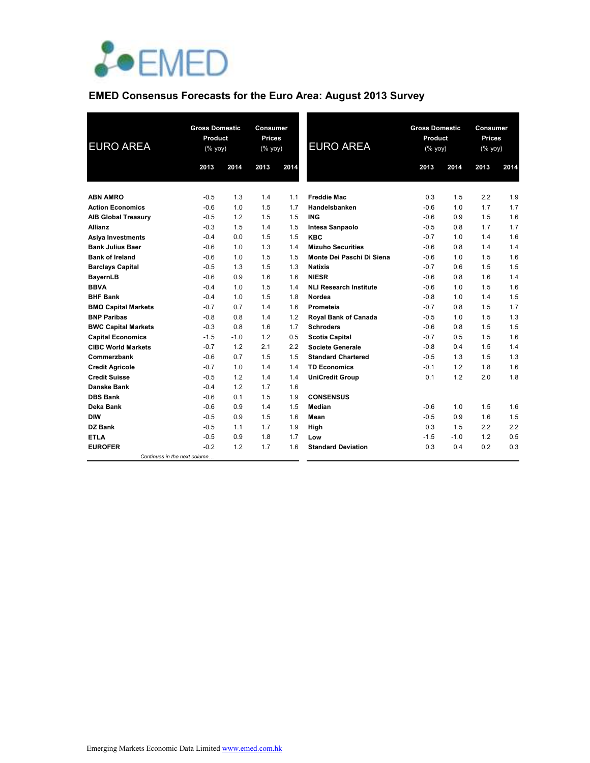# EMED Consensus Forecasts for the Euro Area: August 2013 Survey

| EURO AREA | Gross Domestic Product (% yoy) | | Consumer Prices (% yoy) | |
|---|---|---|---|---|
| | 2013 | 2014 | 2013 | 2014 |
| **ABN AMRO** | -0.5 | 1.3 | 1.4 | 1.1 |
| **Action Economics** | -0.6 | 1.0 | 1.5 | 1.7 |
| **AIB Global Treasury** | -0.5 | 1.2 | 1.5 | 1.5 |
| **Allianz** | -0.3 | 1.5 | 1.4 | 1.5 |
| **Asiya Investments** | -0.4 | 0.0 | 1.5 | 1.5 |
| **Bank Julius Baer** | -0.6 | 1.0 | 1.3 | 1.4 |
| **Bank of Ireland** | -0.6 | 1.0 | 1.5 | 1.5 |
| **Barclays Capital** | -0.5 | 1.3 | 1.5 | 1.3 |
| **BayernLB** | -0.6 | 0.9 | 1.6 | 1.6 |
| **BBVA** | -0.4 | 1.0 | 1.5 | 1.4 |
| **BHF Bank** | -0.4 | 1.0 | 1.5 | 1.8 |
| **BMO Capital Markets** | -0.7 | 0.7 | 1.4 | 1.6 |
| **BNP Paribas** | -0.8 | 0.8 | 1.4 | 1.2 |
| **BWC Capital Markets** | -0.3 | 0.8 | 1.6 | 1.7 |
| **Capital Economics** | -1.5 | -1.0 | 1.2 | 0.5 |
| **CIBC World Markets** | -0.7 | 1.2 | 2.1 | 2.2 |
| **Commerzbank** | -0.6 | 0.7 | 1.5 | 1.5 |
| **Credit Agricole** | -0.7 | 1.0 | 1.4 | 1.4 |
| **Credit Suisse** | -0.5 | 1.2 | 1.4 | 1.4 |
| **Danske Bank** | -0.4 | 1.2 | 1.7 | 1.6 |
| **DBS Bank** | -0.6 | 0.1 | 1.5 | 1.9 |
| **Deka Bank** | -0.6 | 0.9 | 1.4 | 1.5 |
| **DIW** | -0.5 | 0.9 | 1.5 | 1.6 |
| **DZ Bank** | -0.5 | 1.1 | 1.7 | 1.9 |
| **ETLA** | -0.5 | 0.9 | 1.8 | 1.7 |
| **EUROFER** | -0.2 | 1.2 | 1.7 | 1.6 |
| **Freddie Mac** | 0.3 | 1.5 | 2.2 | 1.9 |
| **Handelsbanken** | -0.6 | 1.0 | 1.7 | 1.7 |
| **ING** | -0.6 | 0.9 | 1.5 | 1.6 |
| **Intesa Sanpaolo** | -0.5 | 0.8 | 1.7 | 1.7 |
| **KBC** | -0.7 | 1.0 | 1.4 | 1.6 |
| **Mizuho Securities** | -0.6 | 0.8 | 1.4 | 1.4 |
| **Monte Dei Paschi Di Siena** | -0.6 | 1.0 | 1.5 | 1.6 |
| **Natixis** | -0.7 | 0.6 | 1.5 | 1.5 |
| **NIESR** | -0.6 | 0.8 | 1.6 | 1.4 |
| **NLI Research Institute** | -0.6 | 1.0 | 1.5 | 1.6 |
| **Nordea** | -0.8 | 1.0 | 1.4 | 1.5 |
| **Prometeia** | -0.7 | 0.8 | 1.5 | 1.7 |
| **Royal Bank of Canada** | -0.5 | 1.0 | 1.5 | 1.3 |
| **Schroders** | -0.6 | 0.8 | 1.5 | 1.5 |
| **Scotia Capital** | -0.7 | 0.5 | 1.5 | 1.6 |
| **Societe Generale** | -0.8 | 0.4 | 1.5 | 1.4 |
| **Standard Chartered** | -0.5 | 1.3 | 1.5 | 1.3 |
| **TD Economics** | -0.1 | 1.2 | 1.8 | 1.6 |
| **UniCredit Group** | 0.1 | 1.2 | 2.0 | 1.8 |
| **CONSENSUS** | | | | |
| **Median** | -0.6 | 1.0 | 1.5 | 1.6 |
| **Mean** | -0.5 | 0.9 | 1.6 | 1.5 |
| **High** | 0.3 | 1.5 | 2.2 | 2.2 |
| **Low** | -1.5 | -1.0 | 1.2 | 0.5 |
| **Standard Deviation** | 0.3 | 0.4 | 0.2 | 0.3 |

Emerging Markets Economic Data Limited www.emed.com.hk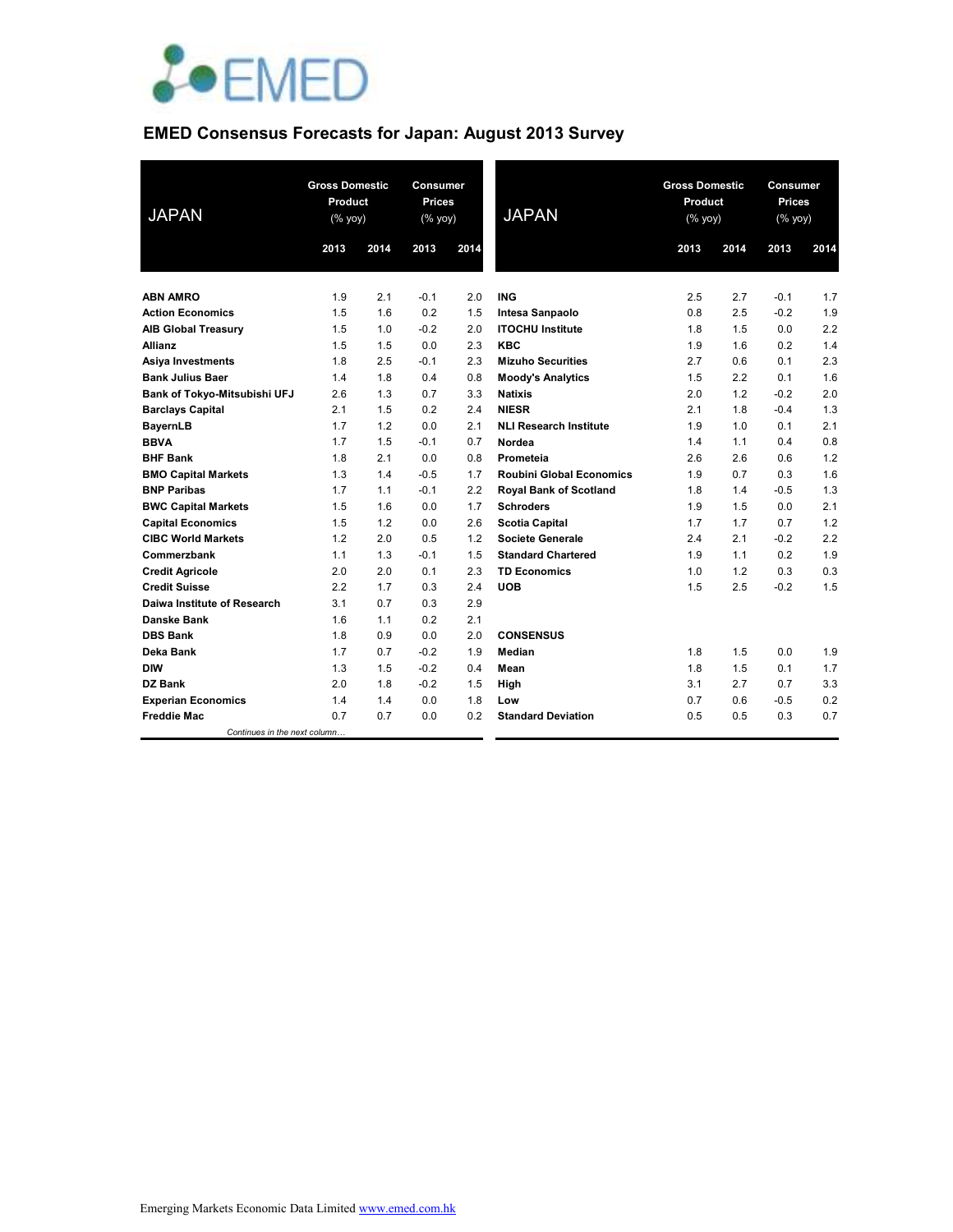# EMED Consensus Forecasts for Japan: August 2013 Survey

| JAPAN | Gross Domestic Product (% yoy) | | Consumer Prices (% yoy) | |
|---|---|---|---|---|
| | 2013 | 2014 | 2013 | 2014 |
| **ABN AMRO** | 1.9 | 2.1 | -0.1 | 2.0 |
| **Action Economics** | 1.5 | 1.6 | 0.2 | 1.5 |
| **AIB Global Treasury** | 1.5 | 1.0 | -0.2 | 2.0 |
| **Allianz** | 1.5 | 1.5 | 0.0 | 2.3 |
| **Asiya Investments** | 1.8 | 2.5 | -0.1 | 2.3 |
| **Bank Julius Baer** | 1.4 | 1.8 | 0.4 | 0.8 |
| **Bank of Tokyo-Mitsubishi UFJ** | 2.6 | 1.3 | 0.7 | 3.3 |
| **Barclays Capital** | 2.1 | 1.5 | 0.2 | 2.4 |
| **BayernLB** | 1.7 | 1.2 | 0.0 | 2.1 |
| **BBVA** | 1.7 | 1.5 | -0.1 | 0.7 |
| **BHF Bank** | 1.8 | 2.1 | 0.0 | 0.8 |
| **BMO Capital Markets** | 1.3 | 1.4 | -0.5 | 1.7 |
| **BNP Paribas** | 1.7 | 1.1 | -0.1 | 2.2 |
| **BWC Capital Markets** | 1.5 | 1.6 | 0.0 | 1.7 |
| **Capital Economics** | 1.5 | 1.2 | 0.0 | 2.6 |
| **CIBC World Markets** | 1.2 | 2.0 | 0.5 | 1.2 |
| **Commerzbank** | 1.1 | 1.3 | -0.1 | 1.5 |
| **Credit Agricole** | 2.0 | 2.0 | 0.1 | 2.3 |
| **Credit Suisse** | 2.2 | 1.7 | 0.3 | 2.4 |
| **Daiwa Institute of Research** | 3.1 | 0.7 | 0.3 | 2.9 |
| **Danske Bank** | 1.6 | 1.1 | 0.2 | 2.1 |
| **DBS Bank** | 1.8 | 0.9 | 0.0 | 2.0 |
| **Deka Bank** | 1.7 | 0.7 | -0.2 | 1.9 |
| **DIW** | 1.3 | 1.5 | -0.2 | 0.4 |
| **DZ Bank** | 2.0 | 1.8 | -0.2 | 1.5 |
| **Experian Economics** | 1.4 | 1.4 | 0.0 | 1.8 |
| **Freddie Mac** | 0.7 | 0.7 | 0.0 | 0.2 |
| **ING** | 2.5 | 2.7 | -0.1 | 1.7 |
| **Intesa Sanpaolo** | 0.8 | 2.5 | -0.2 | 1.9 |
| **ITOCHU Institute** | 1.8 | 1.5 | 0.0 | 2.2 |
| **KBC** | 1.9 | 1.6 | 0.2 | 1.4 |
| **Mizuho Securities** | 2.7 | 0.6 | 0.1 | 2.3 |
| **Moody's Analytics** | 1.5 | 2.2 | 0.1 | 1.6 |
| **Natixis** | 2.0 | 1.2 | -0.2 | 2.0 |
| **NIESR** | 2.1 | 1.8 | -0.4 | 1.3 |
| **NLI Research Institute** | 1.9 | 1.0 | 0.1 | 2.1 |
| **Nordea** | 1.4 | 1.1 | 0.4 | 0.8 |
| **Prometeia** | 2.6 | 2.6 | 0.6 | 1.2 |
| **Roubini Global Economics** | 1.9 | 0.7 | 0.3 | 1.6 |
| **Royal Bank of Scotland** | 1.8 | 1.4 | -0.5 | 1.3 |
| **Schroders** | 1.9 | 1.5 | 0.0 | 2.1 |
| **Scotia Capital** | 1.7 | 1.7 | 0.7 | 1.2 |
| **Societe Generale** | 2.4 | 2.1 | -0.2 | 2.2 |
| **Standard Chartered** | 1.9 | 1.1 | 0.2 | 1.9 |
| **TD Economics** | 1.0 | 1.2 | 0.3 | 0.3 |
| **UOB** | 1.5 | 2.5 | -0.2 | 1.5 |
| **CONSENSUS** | | | | |
| **Median** | 1.8 | 1.5 | 0.0 | 1.9 |
| **Mean** | 1.8 | 1.5 | 0.1 | 1.7 |
| **High** | 3.1 | 2.7 | 0.7 | 3.3 |
| **Low** | 0.7 | 0.6 | -0.5 | 0.2 |
| **Standard Deviation** | 0.5 | 0.5 | 0.3 | 0.7 |

*Continues in the next column…*

Emerging Markets Economic Data Limited www.emed.com.hk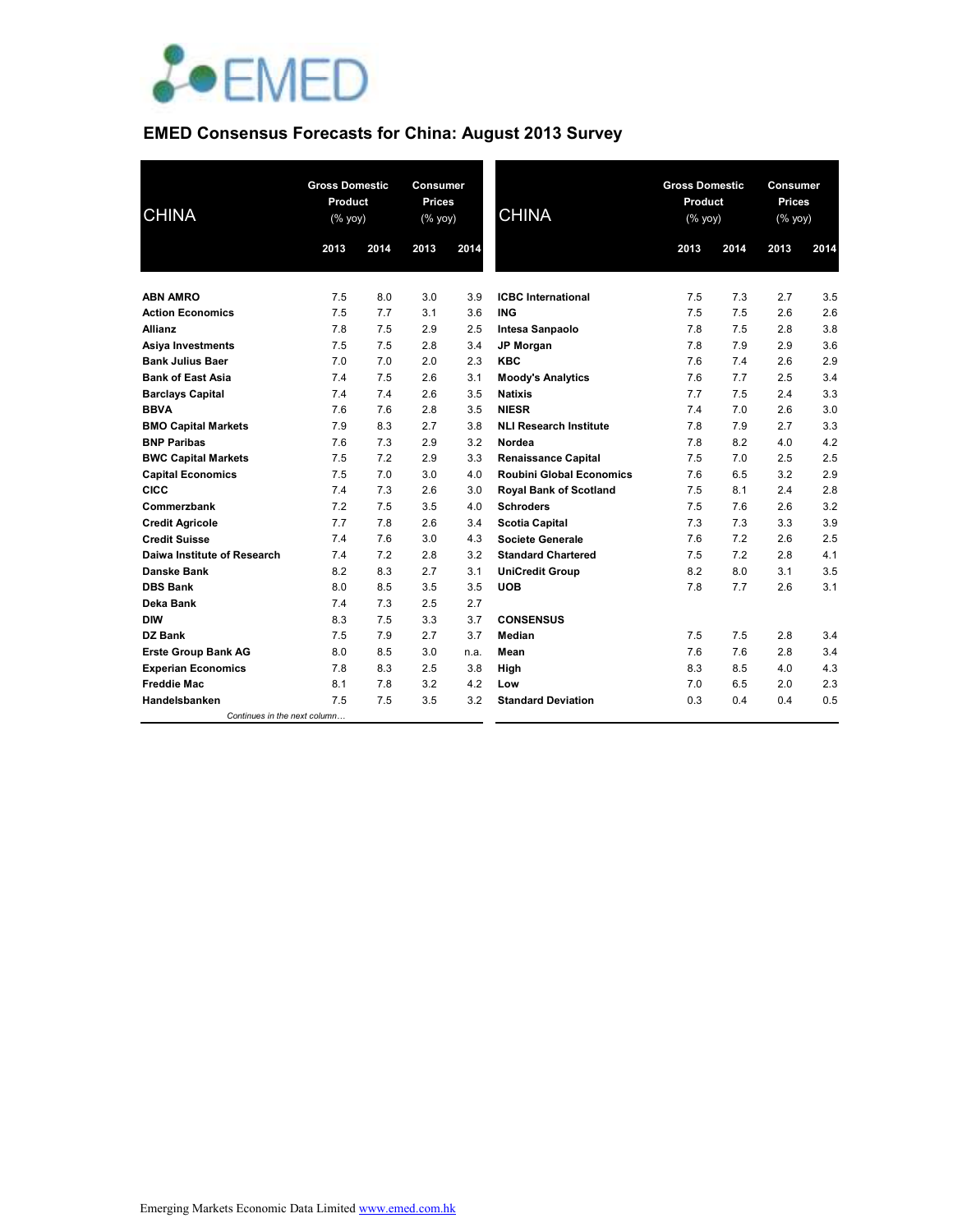## EMED Consensus Forecasts for China: August 2013 Survey

| CHINA | Gross Domestic Product (% yoy) | | Consumer Prices (% yoy) | |
|---|---|---|---|---|
| | 2013 | 2014 | 2013 | 2014 |
| **ABN AMRO** | 7.5 | 8.0 | 3.0 | 3.9 |
| **Action Economics** | 7.5 | 7.7 | 3.1 | 3.6 |
| **Allianz** | 7.8 | 7.5 | 2.9 | 2.5 |
| **Asiya Investments** | 7.5 | 7.5 | 2.8 | 3.4 |
| **Bank Julius Baer** | 7.0 | 7.0 | 2.0 | 2.3 |
| **Bank of East Asia** | 7.4 | 7.5 | 2.6 | 3.1 |
| **Barclays Capital** | 7.4 | 7.4 | 2.6 | 3.5 |
| **BBVA** | 7.6 | 7.6 | 2.8 | 3.5 |
| **BMO Capital Markets** | 7.9 | 8.3 | 2.7 | 3.8 |
| **BNP Paribas** | 7.6 | 7.3 | 2.9 | 3.2 |
| **BWC Capital Markets** | 7.5 | 7.2 | 2.9 | 3.3 |
| **Capital Economics** | 7.5 | 7.0 | 3.0 | 4.0 |
| **CICC** | 7.4 | 7.3 | 2.6 | 3.0 |
| **Commerzbank** | 7.2 | 7.5 | 3.5 | 4.0 |
| **Credit Agricole** | 7.7 | 7.8 | 2.6 | 3.4 |
| **Credit Suisse** | 7.4 | 7.6 | 3.0 | 4.3 |
| **Daiwa Institute of Research** | 7.4 | 7.2 | 2.8 | 3.2 |
| **Danske Bank** | 8.2 | 8.3 | 2.7 | 3.1 |
| **DBS Bank** | 8.0 | 8.5 | 3.5 | 3.5 |
| **Deka Bank** | 7.4 | 7.3 | 2.5 | 2.7 |
| **DIW** | 8.3 | 7.5 | 3.3 | 3.7 |
| **DZ Bank** | 7.5 | 7.9 | 2.7 | 3.7 |
| **Erste Group Bank AG** | 8.0 | 8.5 | 3.0 | n.a. |
| **Experian Economics** | 7.8 | 8.3 | 2.5 | 3.8 |
| **Freddie Mac** | 8.1 | 7.8 | 3.2 | 4.2 |
| **Handelsbanken** | 7.5 | 7.5 | 3.5 | 3.2 |
| **ICBC International** | 7.5 | 7.3 | 2.7 | 3.5 |
| **ING** | 7.5 | 7.5 | 2.6 | 2.6 |
| **Intesa Sanpaolo** | 7.8 | 7.5 | 2.8 | 3.8 |
| **JP Morgan** | 7.8 | 7.9 | 2.9 | 3.6 |
| **KBC** | 7.6 | 7.4 | 2.6 | 2.9 |
| **Moody's Analytics** | 7.6 | 7.7 | 2.5 | 3.4 |
| **Natixis** | 7.7 | 7.5 | 2.4 | 3.3 |
| **NIESR** | 7.4 | 7.0 | 2.6 | 3.0 |
| **NLI Research Institute** | 7.8 | 7.9 | 2.7 | 3.3 |
| **Nordea** | 7.8 | 8.2 | 4.0 | 4.2 |
| **Renaissance Capital** | 7.5 | 7.0 | 2.5 | 2.5 |
| **Roubini Global Economics** | 7.6 | 6.5 | 3.2 | 2.9 |
| **Royal Bank of Scotland** | 7.5 | 8.1 | 2.4 | 2.8 |
| **Schroders** | 7.5 | 7.6 | 2.6 | 3.2 |
| **Scotia Capital** | 7.3 | 7.3 | 3.3 | 3.9 |
| **Societe Generale** | 7.6 | 7.2 | 2.6 | 2.5 |
| **Standard Chartered** | 7.5 | 7.2 | 2.8 | 4.1 |
| **UniCredit Group** | 8.2 | 8.0 | 3.1 | 3.5 |
| **UOB** | 7.8 | 7.7 | 2.6 | 3.1 |
| **CONSENSUS** | | | | |
| **Median** | 7.5 | 7.5 | 2.8 | 3.4 |
| **Mean** | 7.6 | 7.6 | 2.8 | 3.4 |
| **High** | 8.3 | 8.5 | 4.0 | 4.3 |
| **Low** | 7.0 | 6.5 | 2.0 | 2.3 |
| **Standard Deviation** | 0.3 | 0.4 | 0.4 | 0.5 |

Emerging Markets Economic Data Limited www.emed.com.hk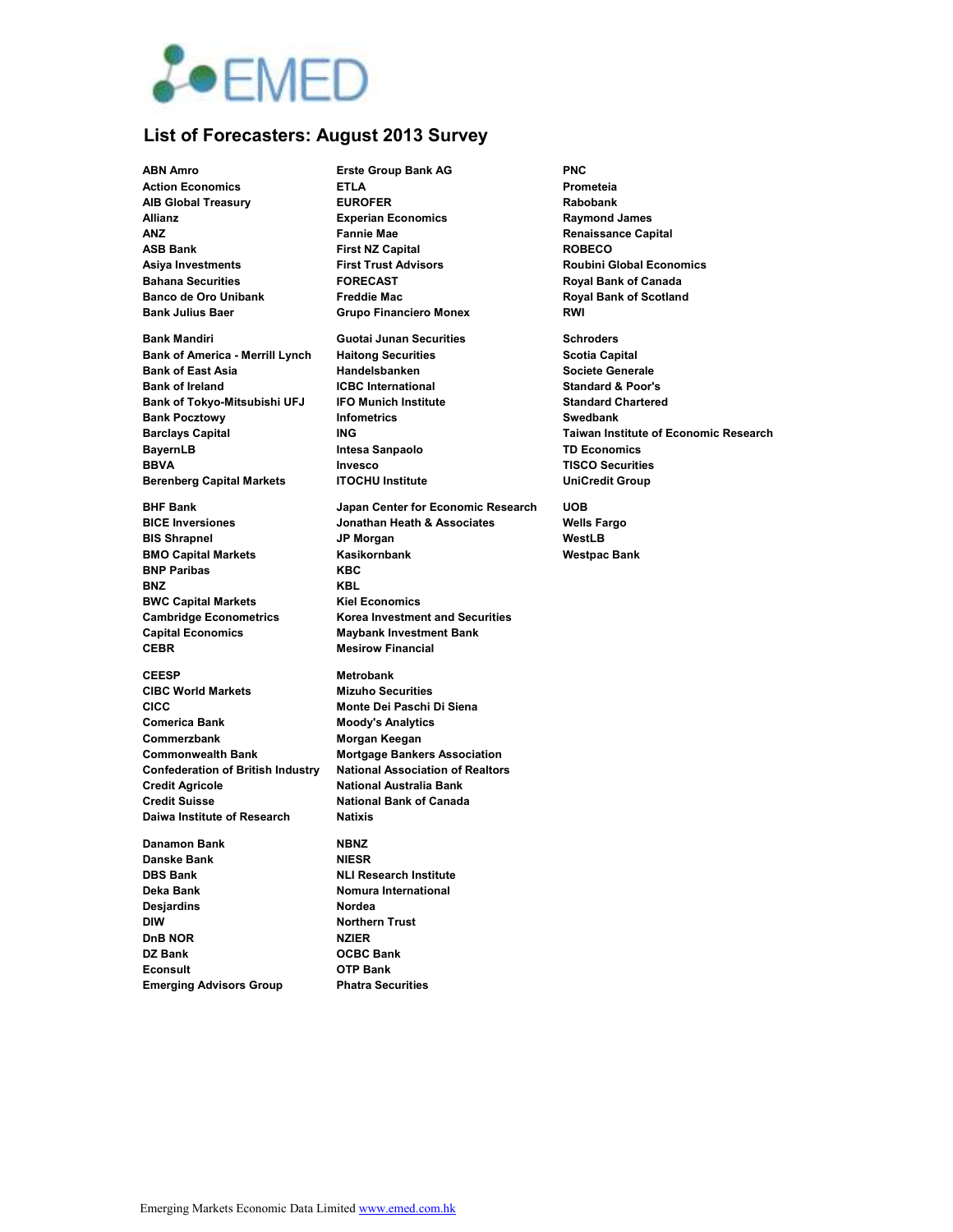EMED

## List of Forecasters: August 2013 Survey

ABN Amro
Action Economics
AIB Global Treasury
Allianz
ANZ
ASB Bank
Asiya Investments
Bahana Securities
Banco de Oro Unibank
Bank Julius Baer

Bank Mandiri
Bank of America - Merrill Lynch
Bank of East Asia
Bank of Ireland
Bank of Tokyo-Mitsubishi UFJ
Bank Pocztowy
Barclays Capital
BayernLB
BBVA
Berenberg Capital Markets

BHF Bank
BICE Inversiones
BIS Shrapnel
BMO Capital Markets
BNP Paribas
BNZ
BWC Capital Markets
Cambridge Econometrics
Capital Economics
CEBR

CEESP
CIBC World Markets
CICC
Comerica Bank
Commerzbank
Commonwealth Bank
Confederation of British Industry
Credit Agricole
Credit Suisse
Daiwa Institute of Research

Danamon Bank
Danske Bank
DBS Bank
Deka Bank
Desjardins
DIW
DnB NOR
DZ Bank
Econsult
Emerging Advisors Group

Erste Group Bank AG
ETLA
EUROFER
Experian Economics
Fannie Mae
First NZ Capital
First Trust Advisors
FORECAST
Freddie Mac
Grupo Financiero Monex

Guotai Junan Securities
Haitong Securities
Handelsbanken
ICBC International
IFO Munich Institute
Infometrics
ING
Intesa Sanpaolo
Invesco
ITOCHU Institute

Japan Center for Economic Research
Jonathan Heath & Associates
JP Morgan
Kasikornbank
KBC
KBL
Kiel Economics
Korea Investment and Securities
Maybank Investment Bank
Mesirow Financial

Metrobank
Mizuho Securities
Monte Dei Paschi Di Siena
Moody's Analytics
Morgan Keegan
Mortgage Bankers Association
National Association of Realtors
National Australia Bank
National Bank of Canada
Natixis

NBNZ
NIESR
NLI Research Institute
Nomura International
Nordea
Northern Trust
NZIER
OCBC Bank
OTP Bank
Phatra Securities

PNC
Prometeia
Rabobank
Raymond James
Renaissance Capital
ROBECO
Roubini Global Economics
Royal Bank of Canada
Royal Bank of Scotland
RWI

Schroders
Scotia Capital
Societe Generale
Standard & Poor's
Standard Chartered
Swedbank
Taiwan Institute of Economic Research
TD Economics
TISCO Securities
UniCredit Group

UOB
Wells Fargo
WestLB
Westpac Bank

Emerging Markets Economic Data Limited www.emed.com.hk